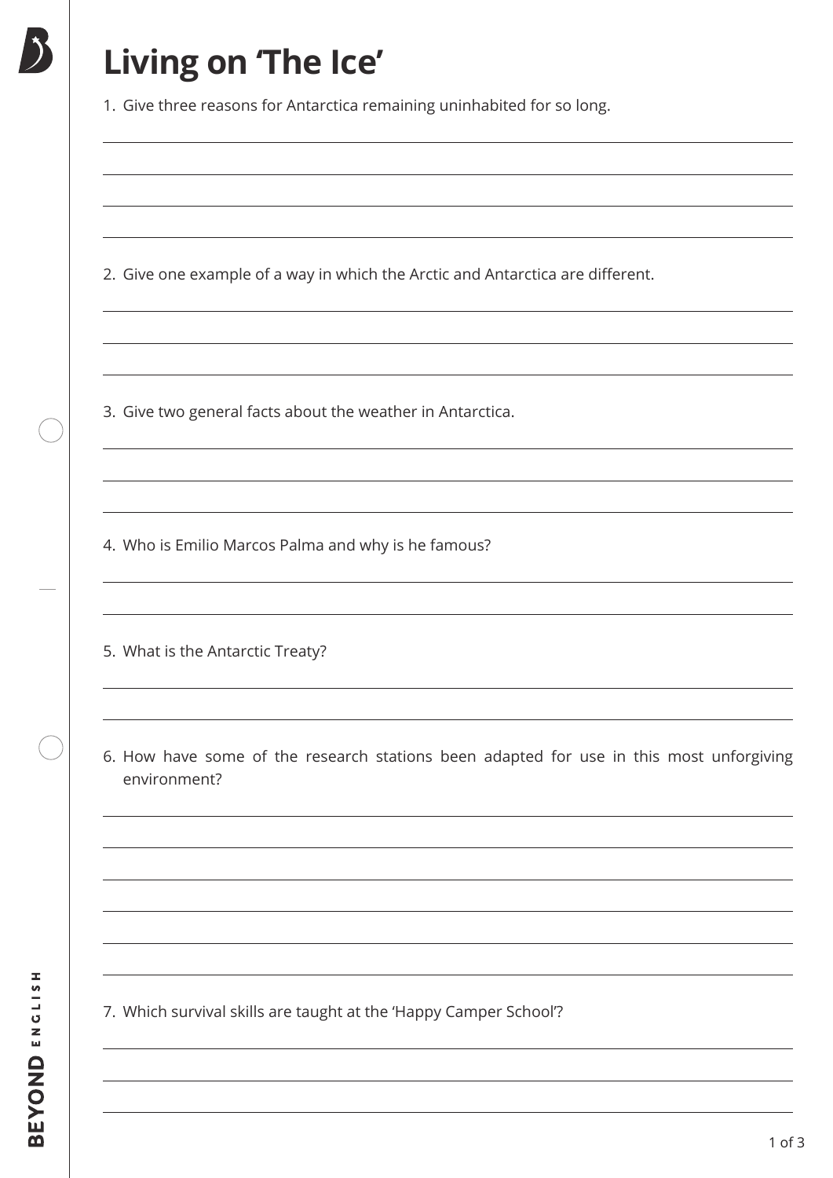# Living on 'The Ice'

1. Give three reasons for Antarctica remaining uninhabited for so long.

2. Give one example of a way in which the Arctic and Antarctica are different.

3. Give two general facts about the weather in Antarctica.

4. Who is Emilio Marcos Palma and why is he famous?

5. What is the Antarctic Treaty?

6. How have some of the research stations been adapted for use in this most unforgiving environment?

7. Which survival skills are taught at the 'Happy Camper School'?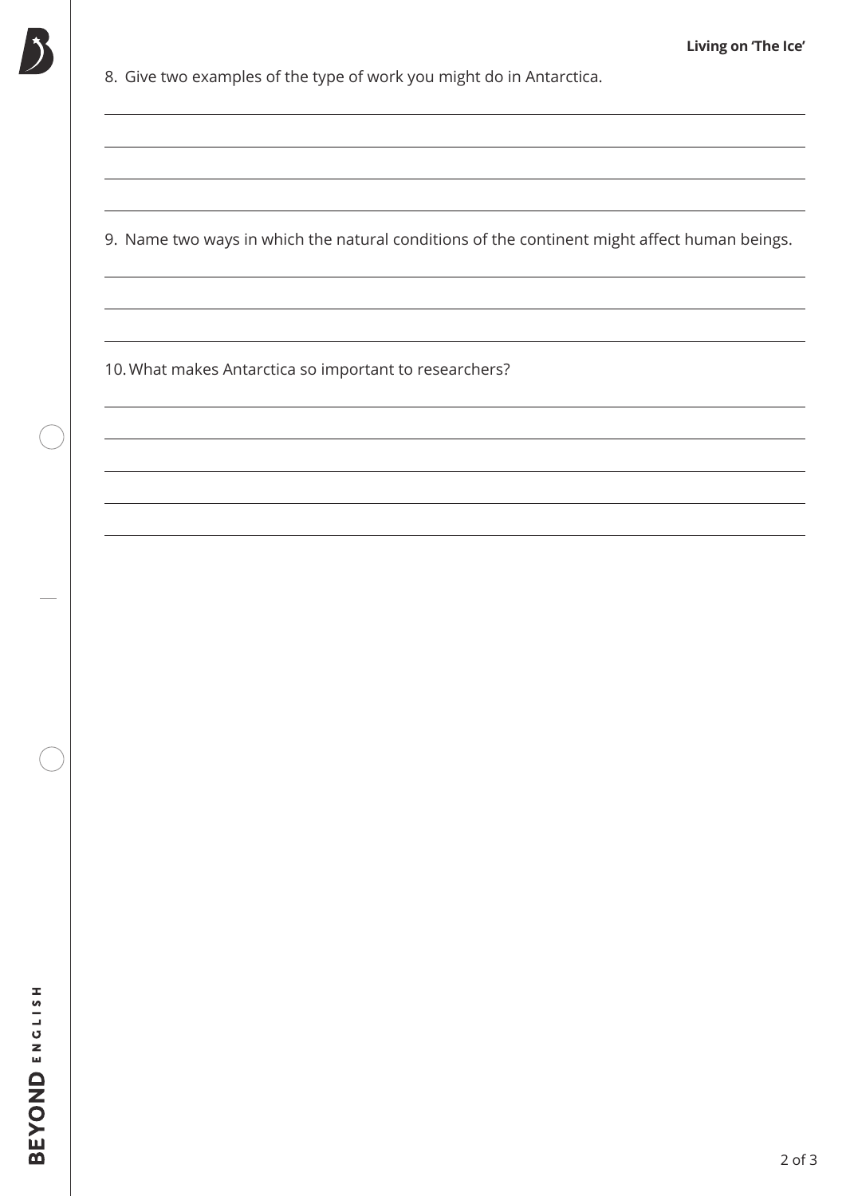8. Give two examples of the type of work you might do in Antarctica.

9. Name two ways in which the natural conditions of the continent might affect human beings.

10. What makes Antarctica so important to researchers?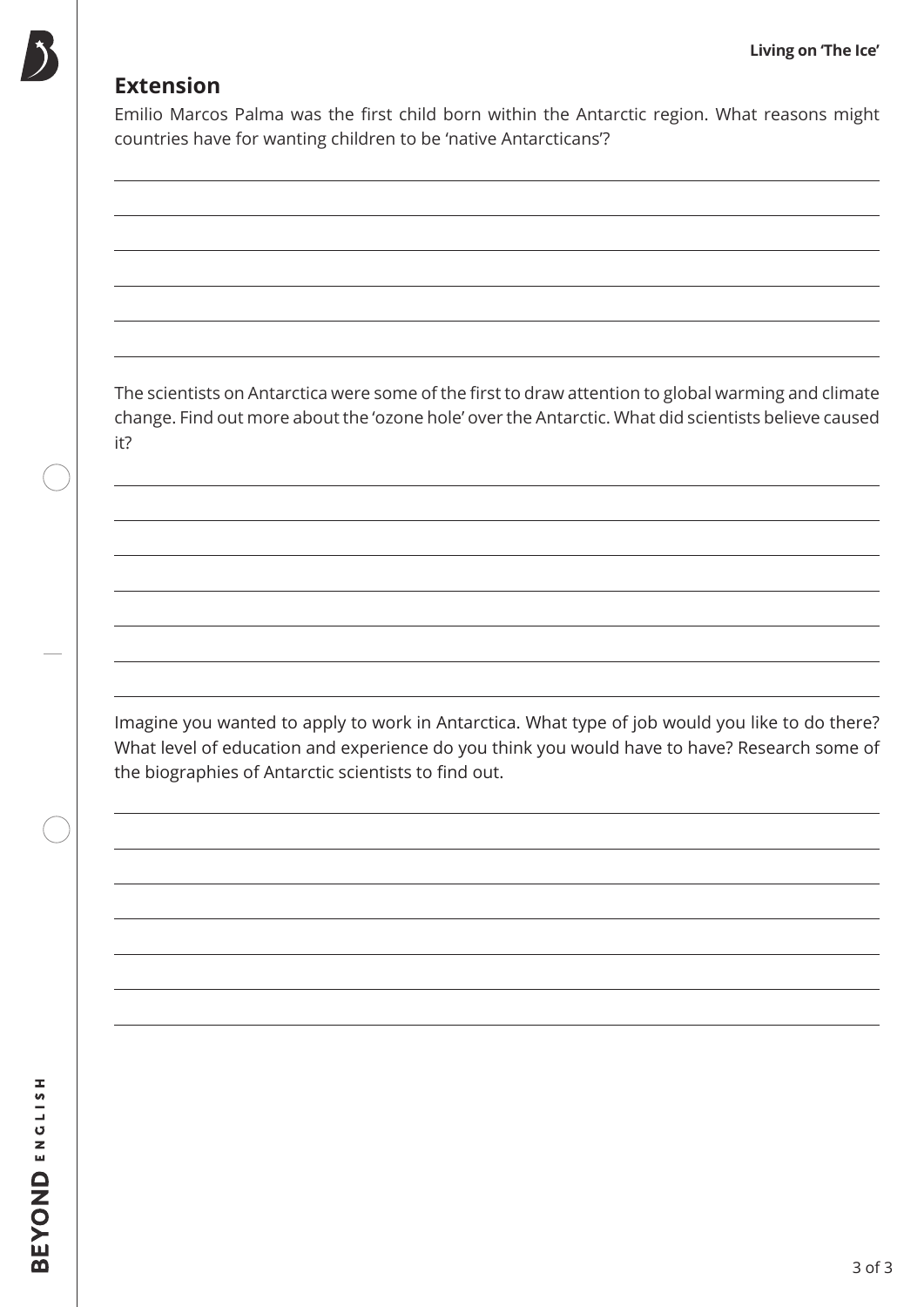## Extension

Emilio Marcos Palma was the first child born within the Antarctic region. What reasons might countries have for wanting children to be 'native Antarcticans'?

The scientists on Antarctica were some of the first to draw attention to global warming and climate change. Find out more about the 'ozone hole' over the Antarctic. What did scientists believe caused it?

Imagine you wanted to apply to work in Antarctica. What type of job would you like to do there? What level of education and experience do you think you would have to have? Research some of the biographies of Antarctic scientists to find out.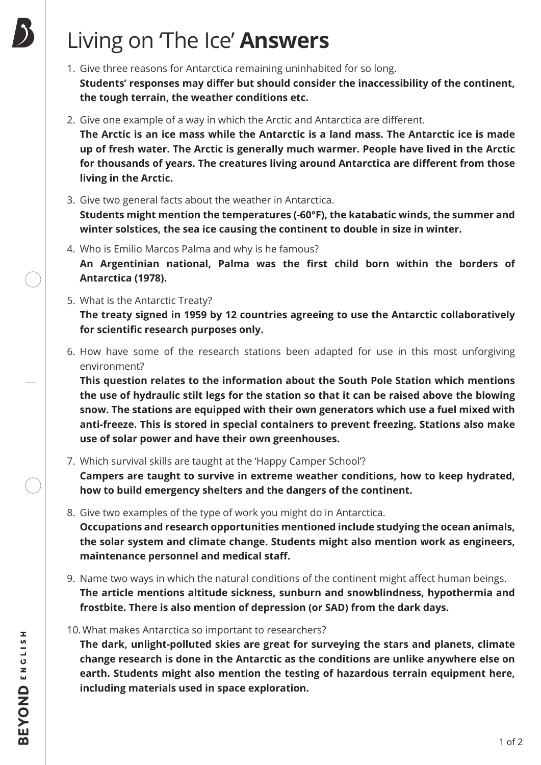# Living on 'The Ice' **Answers**

1. Give three reasons for Antarctica remaining uninhabited for so long.
   **Students' responses may differ but should consider the inaccessibility of the continent, the tough terrain, the weather conditions etc.**

2. Give one example of a way in which the Arctic and Antarctica are different.
   **The Arctic is an ice mass while the Antarctic is a land mass. The Antarctic ice is made up of fresh water. The Arctic is generally much warmer. People have lived in the Arctic for thousands of years. The creatures living around Antarctica are different from those living in the Arctic.**

3. Give two general facts about the weather in Antarctica.
   **Students might mention the temperatures (-60°F), the katabatic winds, the summer and winter solstices, the sea ice causing the continent to double in size in winter.**

4. Who is Emilio Marcos Palma and why is he famous?
   **An Argentinian national, Palma was the first child born within the borders of Antarctica (1978).**

5. What is the Antarctic Treaty?
   **The treaty signed in 1959 by 12 countries agreeing to use the Antarctic collaboratively for scientific research purposes only.**

6. How have some of the research stations been adapted for use in this most unforgiving environment?
   **This question relates to the information about the South Pole Station which mentions the use of hydraulic stilt legs for the station so that it can be raised above the blowing snow. The stations are equipped with their own generators which use a fuel mixed with anti-freeze. This is stored in special containers to prevent freezing. Stations also make use of solar power and have their own greenhouses.**

7. Which survival skills are taught at the 'Happy Camper School'?
   **Campers are taught to survive in extreme weather conditions, how to keep hydrated, how to build emergency shelters and the dangers of the continent.**

8. Give two examples of the type of work you might do in Antarctica.
   **Occupations and research opportunities mentioned include studying the ocean animals, the solar system and climate change. Students might also mention work as engineers, maintenance personnel and medical staff.**

9. Name two ways in which the natural conditions of the continent might affect human beings.
   **The article mentions altitude sickness, sunburn and snowblindness, hypothermia and frostbite. There is also mention of depression (or SAD) from the dark days.**

10. What makes Antarctica so important to researchers?
    **The dark, unlight-polluted skies are great for surveying the stars and planets, climate change research is done in the Antarctic as the conditions are unlike anywhere else on earth. Students might also mention the testing of hazardous terrain equipment here, including materials used in space exploration.**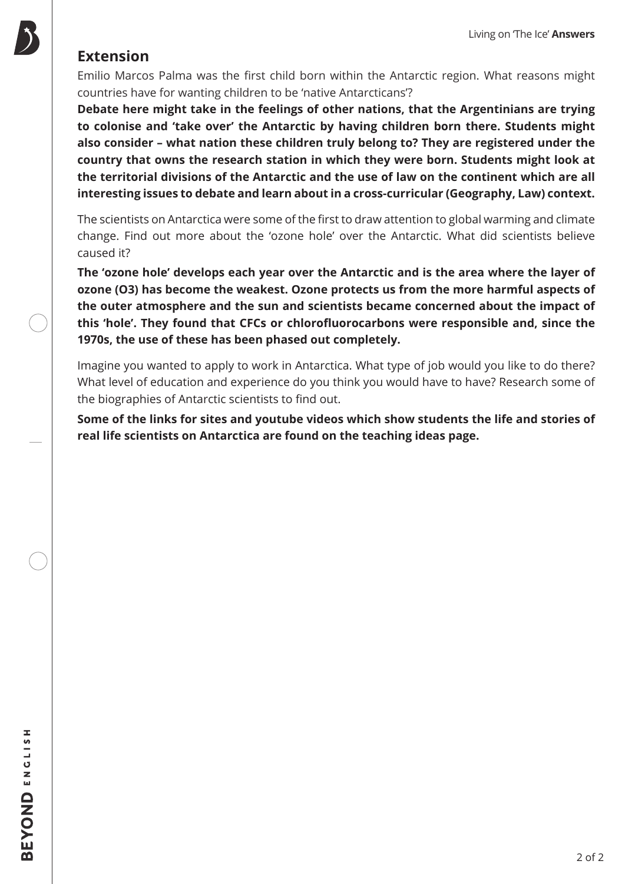## Extension

Emilio Marcos Palma was the first child born within the Antarctic region. What reasons might countries have for wanting children to be 'native Antarcticans'?

**Debate here might take in the feelings of other nations, that the Argentinians are trying to colonise and 'take over' the Antarctic by having children born there. Students might also consider – what nation these children truly belong to? They are registered under the country that owns the research station in which they were born. Students might look at the territorial divisions of the Antarctic and the use of law on the continent which are all interesting issues to debate and learn about in a cross-curricular (Geography, Law) context.**

The scientists on Antarctica were some of the first to draw attention to global warming and climate change. Find out more about the 'ozone hole' over the Antarctic. What did scientists believe caused it?

**The 'ozone hole' develops each year over the Antarctic and is the area where the layer of ozone ($O_3$) has become the weakest. Ozone protects us from the more harmful aspects of the outer atmosphere and the sun and scientists became concerned about the impact of this 'hole'. They found that CFCs or chlorofluorocarbons were responsible and, since the 1970s, the use of these has been phased out completely.**

Imagine you wanted to apply to work in Antarctica. What type of job would you like to do there? What level of education and experience do you think you would have to have? Research some of the biographies of Antarctic scientists to find out.

**Some of the links for sites and youtube videos which show students the life and stories of real life scientists on Antarctica are found on the teaching ideas page.**